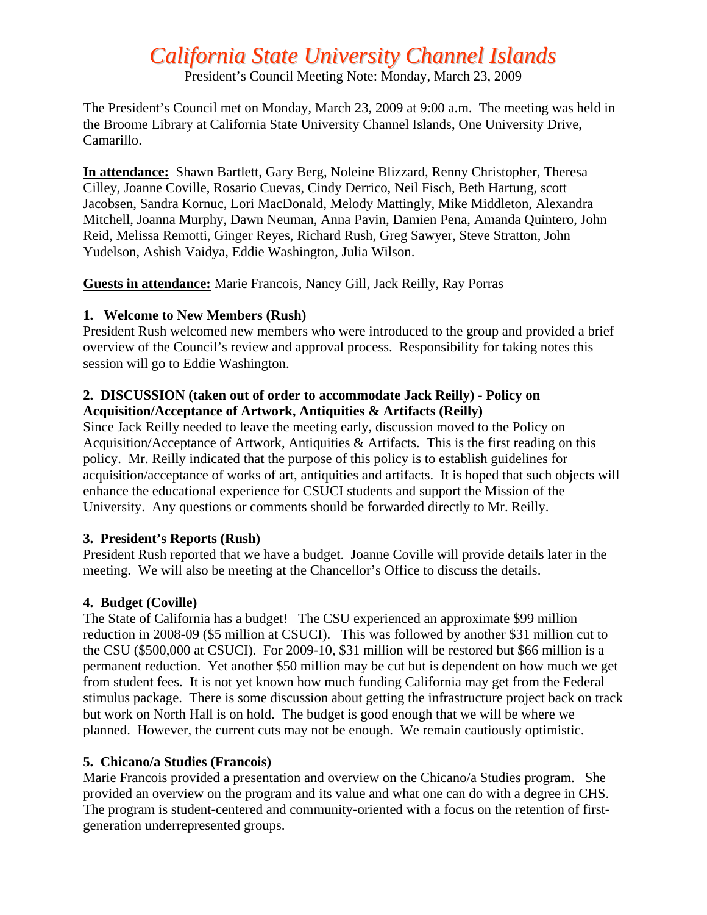# *California State University Channel Islands*

President's Council Meeting Note: Monday, March 23, 2009

The President's Council met on Monday, March 23, 2009 at 9:00 a.m. The meeting was held in the Broome Library at California State University Channel Islands, One University Drive, Camarillo.

**In attendance:** Shawn Bartlett, Gary Berg, Noleine Blizzard, Renny Christopher, Theresa Cilley, Joanne Coville, Rosario Cuevas, Cindy Derrico, Neil Fisch, Beth Hartung, scott Jacobsen, Sandra Kornuc, Lori MacDonald, Melody Mattingly, Mike Middleton, Alexandra Mitchell, Joanna Murphy, Dawn Neuman, Anna Pavin, Damien Pena, Amanda Quintero, John Reid, Melissa Remotti, Ginger Reyes, Richard Rush, Greg Sawyer, Steve Stratton, John Yudelson, Ashish Vaidya, Eddie Washington, Julia Wilson.

**Guests in attendance:** Marie Francois, Nancy Gill, Jack Reilly, Ray Porras

**1. Welcome to New Members (Rush)**

President Rush welcomed new members who were introduced to the group and provided a brief overview of the Council's review and approval process. Responsibility for taking notes this session will go to Eddie Washington.

**2. DISCUSSION (taken out of order to accommodate Jack Reilly) - Policy on Acquisition/Acceptance of Artwork, Antiquities & Artifacts (Reilly)**

Since Jack Reilly needed to leave the meeting early, discussion moved to the Policy on Acquisition/Acceptance of Artwork, Antiquities & Artifacts. This is the first reading on this policy. Mr. Reilly indicated that the purpose of this policy is to establish guidelines for acquisition/acceptance of works of art, antiquities and artifacts. It is hoped that such objects will enhance the educational experience for CSUCI students and support the Mission of the University. Any questions or comments should be forwarded directly to Mr. Reilly.

**3. President's Reports (Rush)**

President Rush reported that we have a budget. Joanne Coville will provide details later in the meeting. We will also be meeting at the Chancellor's Office to discuss the details.

**4. Budget (Coville)**

The State of California has a budget! The CSU experienced an approximate $99 million reduction in 2008-09 ($5 million at CSUCI). This was followed by another $31 million cut to the CSU ($500,000 at CSUCI). For 2009-10, $31 million will be restored but $66 million is a permanent reduction. Yet another $50 million may be cut but is dependent on how much we get from student fees. It is not yet known how much funding California may get from the Federal stimulus package. There is some discussion about getting the infrastructure project back on track but work on North Hall is on hold. The budget is good enough that we will be where we planned. However, the current cuts may not be enough. We remain cautiously optimistic.

**5. Chicano/a Studies (Francois)**

Marie Francois provided a presentation and overview on the Chicano/a Studies program. She provided an overview on the program and its value and what one can do with a degree in CHS. The program is student-centered and community-oriented with a focus on the retention of first-generation underrepresented groups.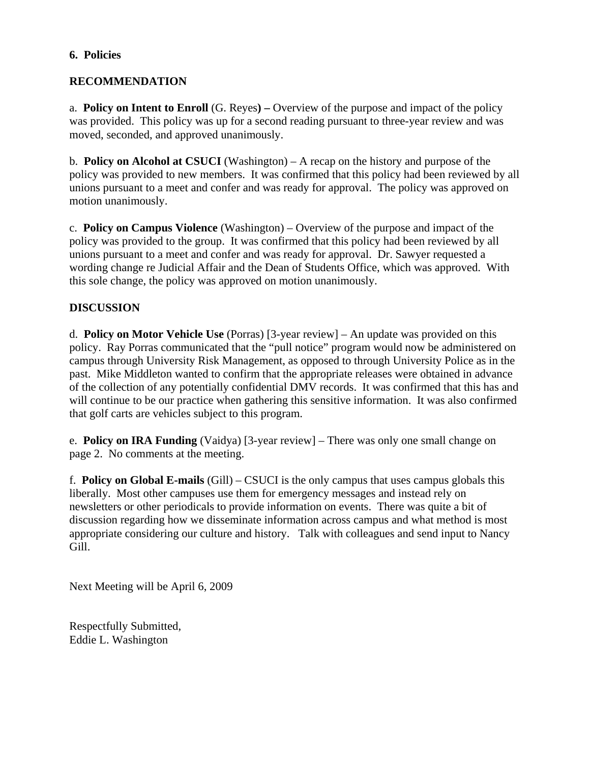**6. Policies**

**RECOMMENDATION**

a. **Policy on Intent to Enroll** (G. Reyes**) –** Overview of the purpose and impact of the policy was provided. This policy was up for a second reading pursuant to three-year review and was moved, seconded, and approved unanimously.

b. **Policy on Alcohol at CSUCI** (Washington) – A recap on the history and purpose of the policy was provided to new members. It was confirmed that this policy had been reviewed by all unions pursuant to a meet and confer and was ready for approval. The policy was approved on motion unanimously.

c. **Policy on Campus Violence** (Washington) – Overview of the purpose and impact of the policy was provided to the group. It was confirmed that this policy had been reviewed by all unions pursuant to a meet and confer and was ready for approval. Dr. Sawyer requested a wording change re Judicial Affair and the Dean of Students Office, which was approved. With this sole change, the policy was approved on motion unanimously.

**DISCUSSION**

d. **Policy on Motor Vehicle Use** (Porras) [3-year review] – An update was provided on this policy. Ray Porras communicated that the "pull notice" program would now be administered on campus through University Risk Management, as opposed to through University Police as in the past. Mike Middleton wanted to confirm that the appropriate releases were obtained in advance of the collection of any potentially confidential DMV records. It was confirmed that this has and will continue to be our practice when gathering this sensitive information. It was also confirmed that golf carts are vehicles subject to this program.

e. **Policy on IRA Funding** (Vaidya) [3-year review] – There was only one small change on page 2. No comments at the meeting.

f. **Policy on Global E-mails** (Gill) – CSUCI is the only campus that uses campus globals this liberally. Most other campuses use them for emergency messages and instead rely on newsletters or other periodicals to provide information on events. There was quite a bit of discussion regarding how we disseminate information across campus and what method is most appropriate considering our culture and history. Talk with colleagues and send input to Nancy Gill.

Next Meeting will be April 6, 2009

Respectfully Submitted,
Eddie L. Washington